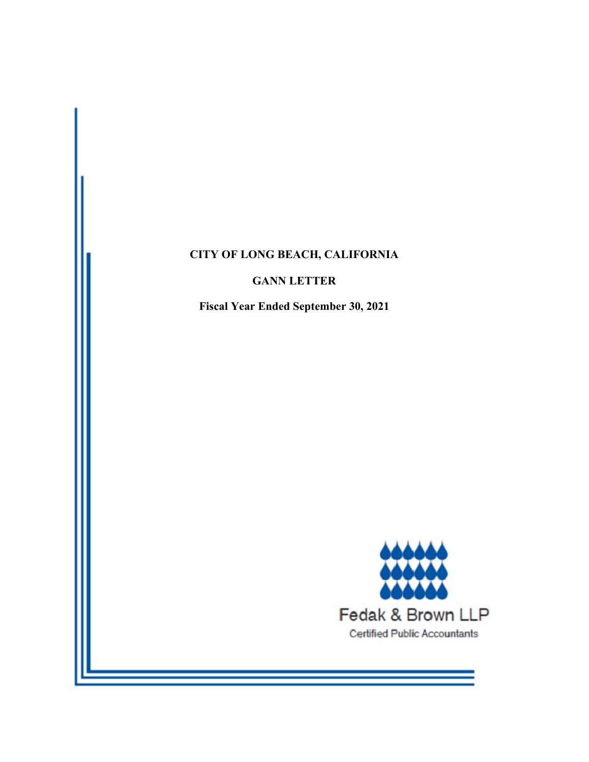# CITY OF LONG BEACH, CALIFORNIA

## GANN LETTER

**Fiscal Year Ended September 30, 2021**

Fedak & Brown LLP

Certified Public Accountants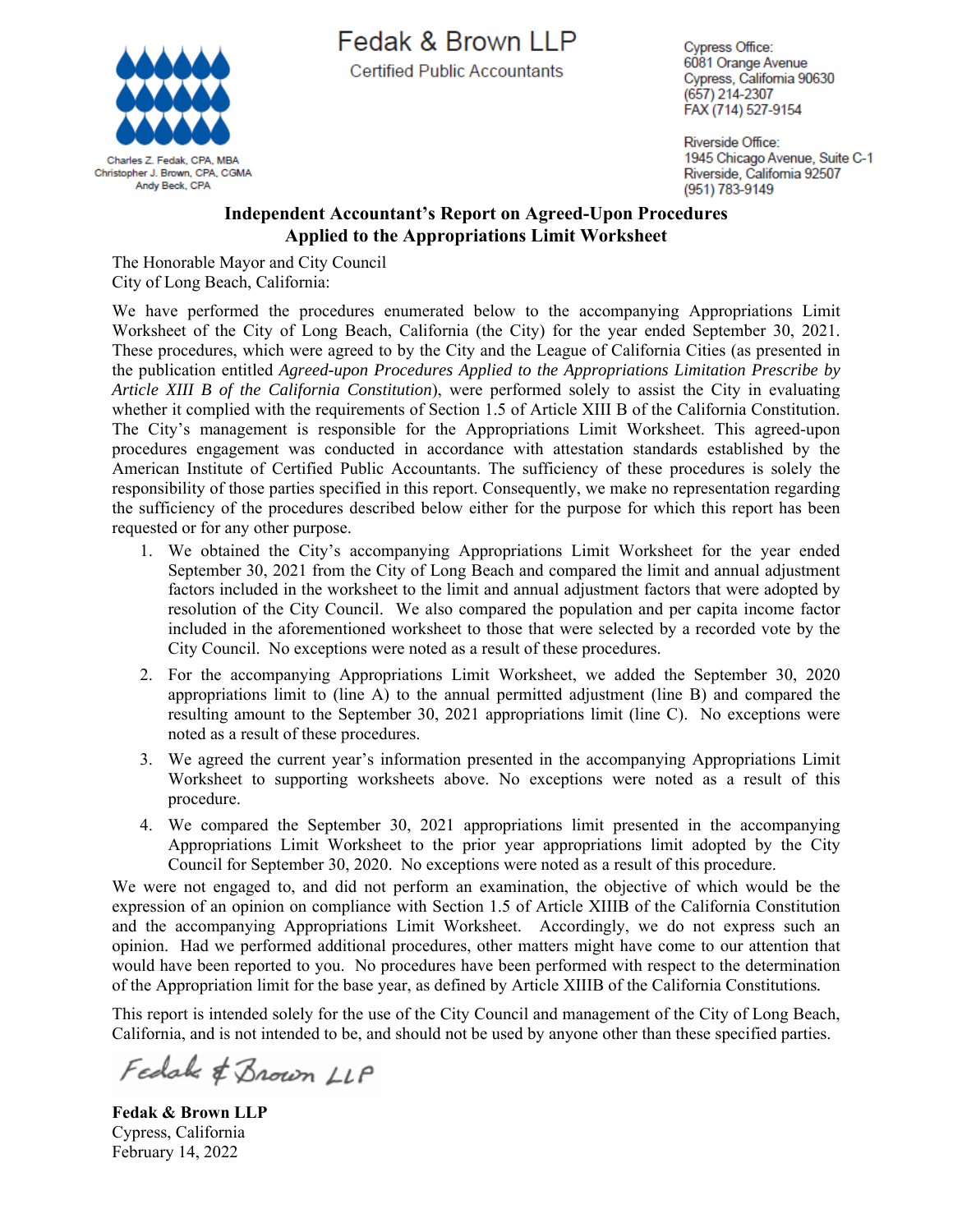# Fedak & Brown LLP

Certified Public Accountants

Charles Z. Fedak, CPA, MBA
Christopher J. Brown, CPA, CGMA
Andy Beck, CPA

Cypress Office:
6081 Orange Avenue
Cypress, California 90630
(657) 214-2307
FAX (714) 527-9154

Riverside Office:
1945 Chicago Avenue, Suite C-1
Riverside, California 92507
(951) 783-9149

## Independent Accountant's Report on Agreed-Upon Procedures Applied to the Appropriations Limit Worksheet

The Honorable Mayor and City Council
City of Long Beach, California:

We have performed the procedures enumerated below to the accompanying Appropriations Limit Worksheet of the City of Long Beach, California (the City) for the year ended September 30, 2021. These procedures, which were agreed to by the City and the League of California Cities (as presented in the publication entitled *Agreed-upon Procedures Applied to the Appropriations Limitation Prescribe by Article XIII B of the California Constitution*), were performed solely to assist the City in evaluating whether it complied with the requirements of Section 1.5 of Article XIII B of the California Constitution. The City's management is responsible for the Appropriations Limit Worksheet. This agreed-upon procedures engagement was conducted in accordance with attestation standards established by the American Institute of Certified Public Accountants. The sufficiency of these procedures is solely the responsibility of those parties specified in this report. Consequently, we make no representation regarding the sufficiency of the procedures described below either for the purpose for which this report has been requested or for any other purpose.

1. We obtained the City's accompanying Appropriations Limit Worksheet for the year ended September 30, 2021 from the City of Long Beach and compared the limit and annual adjustment factors included in the worksheet to the limit and annual adjustment factors that were adopted by resolution of the City Council. We also compared the population and per capita income factor included in the aforementioned worksheet to those that were selected by a recorded vote by the City Council. No exceptions were noted as a result of these procedures.
2. For the accompanying Appropriations Limit Worksheet, we added the September 30, 2020 appropriations limit to (line A) to the annual permitted adjustment (line B) and compared the resulting amount to the September 30, 2021 appropriations limit (line C). No exceptions were noted as a result of these procedures.
3. We agreed the current year's information presented in the accompanying Appropriations Limit Worksheet to supporting worksheets above. No exceptions were noted as a result of this procedure.
4. We compared the September 30, 2021 appropriations limit presented in the accompanying Appropriations Limit Worksheet to the prior year appropriations limit adopted by the City Council for September 30, 2020. No exceptions were noted as a result of this procedure.

We were not engaged to, and did not perform an examination, the objective of which would be the expression of an opinion on compliance with Section 1.5 of Article XIIIB of the California Constitution and the accompanying Appropriations Limit Worksheet. Accordingly, we do not express such an opinion. Had we performed additional procedures, other matters might have come to our attention that would have been reported to you. No procedures have been performed with respect to the determination of the Appropriation limit for the base year, as defined by Article XIIIB of the California Constitutions.

This report is intended solely for the use of the City Council and management of the City of Long Beach, California, and is not intended to be, and should not be used by anyone other than these specified parties.

Fedak & Brown LLP

**Fedak & Brown LLP**
Cypress, California
February 14, 2022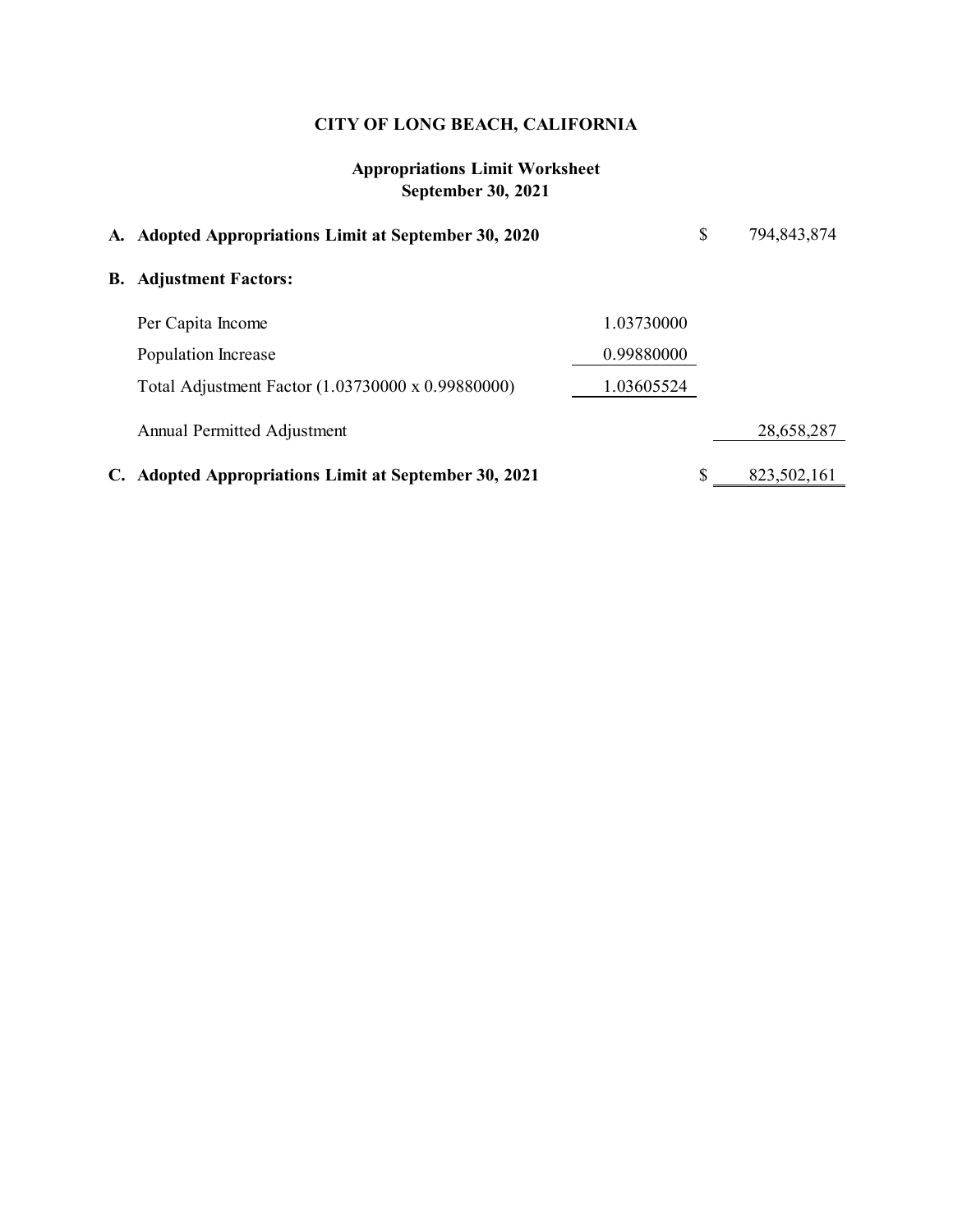**CITY OF LONG BEACH, CALIFORNIA**

**Appropriations Limit Worksheet**
**September 30, 2021**

| | | | |
|---|---|---|---|
| **A. Adopted Appropriations Limit at September 30, 2020** | | $ | 794,843,874 |
| **B. Adjustment Factors:** | | | |
| Per Capita Income | 1.03730000 | | |
| Population Increase | 0.99880000 | | |
| Total Adjustment Factor (1.03730000 x 0.99880000) | 1.03605524 | | |
| Annual Permitted Adjustment | | | 28,658,287 |
| **C. Adopted Appropriations Limit at September 30, 2021** | | $ | 823,502,161 |